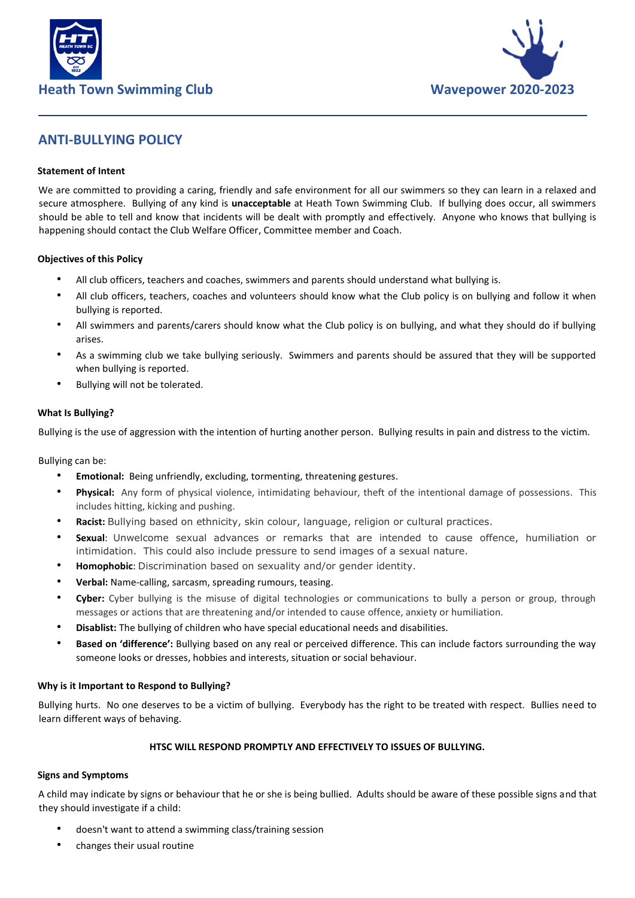Heath Town Swimming Club

Wavepower 2020-2023

## ANTI-BULLYING POLICY

**Statement of Intent**

We are committed to providing a caring, friendly and safe environment for all our swimmers so they can learn in a relaxed and secure atmosphere. Bullying of any kind is **unacceptable** at Heath Town Swimming Club. If bullying does occur, all swimmers should be able to tell and know that incidents will be dealt with promptly and effectively. Anyone who knows that bullying is happening should contact the Club Welfare Officer, Committee member and Coach.

**Objectives of this Policy**

- All club officers, teachers and coaches, swimmers and parents should understand what bullying is.
- All club officers, teachers, coaches and volunteers should know what the Club policy is on bullying and follow it when bullying is reported.
- All swimmers and parents/carers should know what the Club policy is on bullying, and what they should do if bullying arises.
- As a swimming club we take bullying seriously. Swimmers and parents should be assured that they will be supported when bullying is reported.
- Bullying will not be tolerated.

**What Is Bullying?**

Bullying is the use of aggression with the intention of hurting another person. Bullying results in pain and distress to the victim.

Bullying can be:

- **Emotional:** Being unfriendly, excluding, tormenting, threatening gestures.
- **Physical:** Any form of physical violence, intimidating behaviour, theft of the intentional damage of possessions. This includes hitting, kicking and pushing.
- **Racist:** Bullying based on ethnicity, skin colour, language, religion or cultural practices.
- **Sexual**: Unwelcome sexual advances or remarks that are intended to cause offence, humiliation or intimidation. This could also include pressure to send images of a sexual nature.
- **Homophobic**: Discrimination based on sexuality and/or gender identity.
- **Verbal:** Name-calling, sarcasm, spreading rumours, teasing.
- **Cyber:** Cyber bullying is the misuse of digital technologies or communications to bully a person or group, through messages or actions that are threatening and/or intended to cause offence, anxiety or humiliation.
- **Disablist:** The bullying of children who have special educational needs and disabilities.
- **Based on 'difference':** Bullying based on any real or perceived difference. This can include factors surrounding the way someone looks or dresses, hobbies and interests, situation or social behaviour.

**Why is it Important to Respond to Bullying?**

Bullying hurts. No one deserves to be a victim of bullying. Everybody has the right to be treated with respect. Bullies need to learn different ways of behaving.

**HTSC WILL RESPOND PROMPTLY AND EFFECTIVELY TO ISSUES OF BULLYING.**

**Signs and Symptoms**

A child may indicate by signs or behaviour that he or she is being bullied. Adults should be aware of these possible signs and that they should investigate if a child:

- doesn't want to attend a swimming class/training session
- changes their usual routine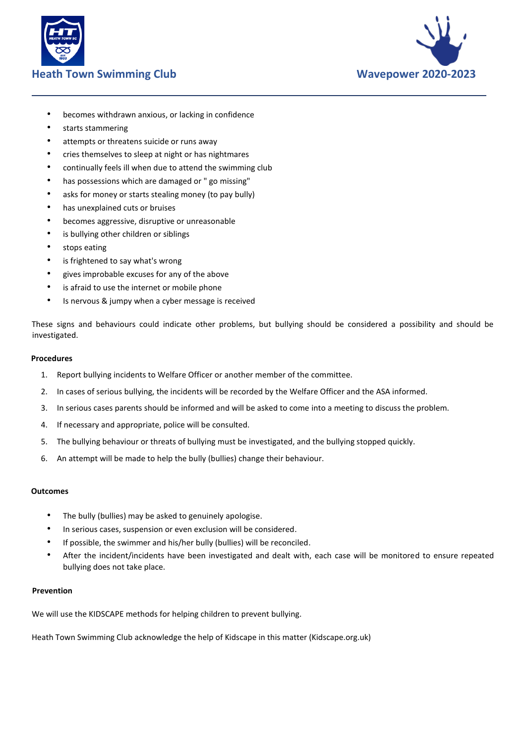- becomes withdrawn anxious, or lacking in confidence
- starts stammering
- attempts or threatens suicide or runs away
- cries themselves to sleep at night or has nightmares
- continually feels ill when due to attend the swimming club
- has possessions which are damaged or " go missing"
- asks for money or starts stealing money (to pay bully)
- has unexplained cuts or bruises
- becomes aggressive, disruptive or unreasonable
- is bullying other children or siblings
- stops eating
- is frightened to say what's wrong
- gives improbable excuses for any of the above
- is afraid to use the internet or mobile phone
- Is nervous & jumpy when a cyber message is received

These signs and behaviours could indicate other problems, but bullying should be considered a possibility and should be investigated.

**Procedures**

1. Report bullying incidents to Welfare Officer or another member of the committee.
2. In cases of serious bullying, the incidents will be recorded by the Welfare Officer and the ASA informed.
3. In serious cases parents should be informed and will be asked to come into a meeting to discuss the problem.
4. If necessary and appropriate, police will be consulted.
5. The bullying behaviour or threats of bullying must be investigated, and the bullying stopped quickly.
6. An attempt will be made to help the bully (bullies) change their behaviour.

**Outcomes**

- The bully (bullies) may be asked to genuinely apologise.
- In serious cases, suspension or even exclusion will be considered.
- If possible, the swimmer and his/her bully (bullies) will be reconciled.
- After the incident/incidents have been investigated and dealt with, each case will be monitored to ensure repeated bullying does not take place.

**Prevention**

We will use the KIDSCAPE methods for helping children to prevent bullying.

Heath Town Swimming Club acknowledge the help of Kidscape in this matter (Kidscape.org.uk)